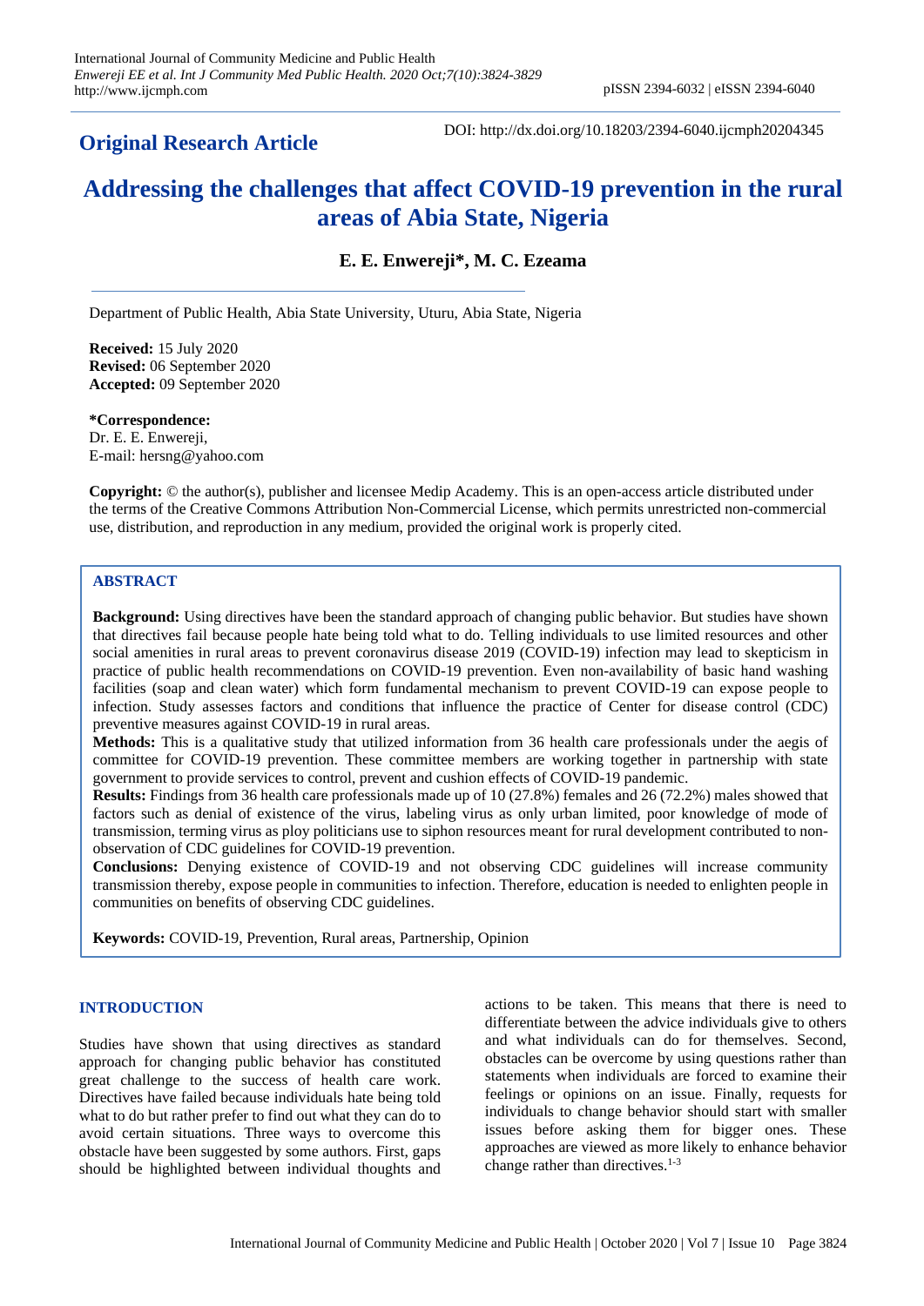**Original Research Article**

DOI: http://dx.doi.org/10.18203/2394-6040.ijcmph20204345

# Addressing the challenges that affect COVID-19 prevention in the rural areas of Abia State, Nigeria

**E. E. Enwereji\*, M. C. Ezeama**

Department of Public Health, Abia State University, Uturu, Abia State, Nigeria

**Received:** 15 July 2020
**Revised:** 06 September 2020
**Accepted:** 09 September 2020

**\*Correspondence:**
Dr. E. E. Enwereji,
E-mail: hersng@yahoo.com

**Copyright:** © the author(s), publisher and licensee Medip Academy. This is an open-access article distributed under the terms of the Creative Commons Attribution Non-Commercial License, which permits unrestricted non-commercial use, distribution, and reproduction in any medium, provided the original work is properly cited.

## ABSTRACT

**Background:** Using directives have been the standard approach of changing public behavior. But studies have shown that directives fail because people hate being told what to do. Telling individuals to use limited resources and other social amenities in rural areas to prevent coronavirus disease 2019 (COVID-19) infection may lead to skepticism in practice of public health recommendations on COVID-19 prevention. Even non-availability of basic hand washing facilities (soap and clean water) which form fundamental mechanism to prevent COVID-19 can expose people to infection. Study assesses factors and conditions that influence the practice of Center for disease control (CDC) preventive measures against COVID-19 in rural areas.

**Methods:** This is a qualitative study that utilized information from 36 health care professionals under the aegis of committee for COVID-19 prevention. These committee members are working together in partnership with state government to provide services to control, prevent and cushion effects of COVID-19 pandemic.

**Results:** Findings from 36 health care professionals made up of 10 (27.8%) females and 26 (72.2%) males showed that factors such as denial of existence of the virus, labeling virus as only urban limited, poor knowledge of mode of transmission, terming virus as ploy politicians use to siphon resources meant for rural development contributed to non-observation of CDC guidelines for COVID-19 prevention.

**Conclusions:** Denying existence of COVID-19 and not observing CDC guidelines will increase community transmission thereby, expose people in communities to infection. Therefore, education is needed to enlighten people in communities on benefits of observing CDC guidelines.

**Keywords:** COVID-19, Prevention, Rural areas, Partnership, Opinion

## INTRODUCTION

Studies have shown that using directives as standard approach for changing public behavior has constituted great challenge to the success of health care work. Directives have failed because individuals hate being told what to do but rather prefer to find out what they can do to avoid certain situations. Three ways to overcome this obstacle have been suggested by some authors. First, gaps should be highlighted between individual thoughts and actions to be taken. This means that there is need to differentiate between the advice individuals give to others and what individuals can do for themselves. Second, obstacles can be overcome by using questions rather than statements when individuals are forced to examine their feelings or opinions on an issue. Finally, requests for individuals to change behavior should start with smaller issues before asking them for bigger ones. These approaches are viewed as more likely to enhance behavior change rather than directives.[1-3]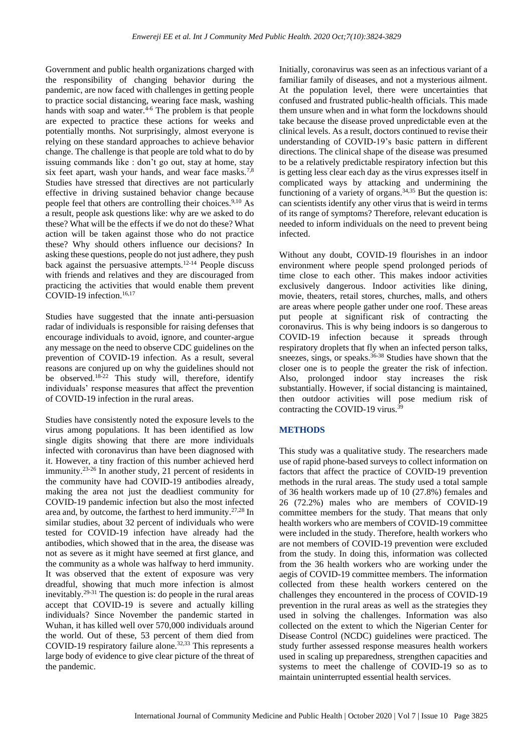Government and public health organizations charged with the responsibility of changing behavior during the pandemic, are now faced with challenges in getting people to practice social distancing, wearing face mask, washing hands with soap and water.[4-6] The problem is that people are expected to practice these actions for weeks and potentially months. Not surprisingly, almost everyone is relying on these standard approaches to achieve behavior change. The challenge is that people are told what to do by issuing commands like : don't go out, stay at home, stay six feet apart, wash your hands, and wear face masks.[7,8] Studies have stressed that directives are not particularly effective in driving sustained behavior change because people feel that others are controlling their choices.[9,10] As a result, people ask questions like: why are we asked to do these? What will be the effects if we do not do these? What action will be taken against those who do not practice these? Why should others influence our decisions? In asking these questions, people do not just adhere, they push back against the persuasive attempts.[12-14] People discuss with friends and relatives and they are discouraged from practicing the activities that would enable them prevent COVID-19 infection.[16,17]

Studies have suggested that the innate anti-persuasion radar of individuals is responsible for raising defenses that encourage individuals to avoid, ignore, and counter-argue any message on the need to observe CDC guidelines on the prevention of COVID-19 infection. As a result, several reasons are conjured up on why the guidelines should not be observed.[18-22] This study will, therefore, identify individuals' response measures that affect the prevention of COVID-19 infection in the rural areas.

Studies have consistently noted the exposure levels to the virus among populations. It has been identified as low single digits showing that there are more individuals infected with coronavirus than have been diagnosed with it. However, a tiny fraction of this number achieved herd immunity.[23-26] In another study, 21 percent of residents in the community have had COVID-19 antibodies already, making the area not just the deadliest community for COVID-19 pandemic infection but also the most infected area and, by outcome, the farthest to herd immunity.[27,28] In similar studies, about 32 percent of individuals who were tested for COVID-19 infection have already had the antibodies, which showed that in the area, the disease was not as severe as it might have seemed at first glance, and the community as a whole was halfway to herd immunity. It was observed that the extent of exposure was very dreadful, showing that much more infection is almost inevitably.[29-31] The question is: do people in the rural areas accept that COVID-19 is severe and actually killing individuals? Since November the pandemic started in Wuhan, it has killed well over 570,000 individuals around the world. Out of these, 53 percent of them died from COVID-19 respiratory failure alone.[32,33] This represents a large body of evidence to give clear picture of the threat of the pandemic.

Initially, coronavirus was seen as an infectious variant of a familiar family of diseases, and not a mysterious ailment. At the population level, there were uncertainties that confused and frustrated public-health officials. This made them unsure when and in what form the lockdowns should take because the disease proved unpredictable even at the clinical levels. As a result, doctors continued to revise their understanding of COVID-19's basic pattern in different directions. The clinical shape of the disease was presumed to be a relatively predictable respiratory infection but this is getting less clear each day as the virus expresses itself in complicated ways by attacking and undermining the functioning of a variety of organs.[34,35] But the question is: can scientists identify any other virus that is weird in terms of its range of symptoms? Therefore, relevant education is needed to inform individuals on the need to prevent being infected.

Without any doubt, COVID-19 flourishes in an indoor environment where people spend prolonged periods of time close to each other. This makes indoor activities exclusively dangerous. Indoor activities like dining, movie, theaters, retail stores, churches, malls, and others are areas where people gather under one roof. These areas put people at significant risk of contracting the coronavirus. This is why being indoors is so dangerous to COVID-19 infection because it spreads through respiratory droplets that fly when an infected person talks, sneezes, sings, or speaks.[36-38] Studies have shown that the closer one is to people the greater the risk of infection. Also, prolonged indoor stay increases the risk substantially. However, if social distancing is maintained, then outdoor activities will pose medium risk of contracting the COVID-19 virus.[39]

## METHODS

This study was a qualitative study. The researchers made use of rapid phone-based surveys to collect information on factors that affect the practice of COVID-19 prevention methods in the rural areas. The study used a total sample of 36 health workers made up of 10 (27.8%) females and 26 (72.2%) males who are members of COVID-19 committee members for the study. That means that only health workers who are members of COVID-19 committee were included in the study. Therefore, health workers who are not members of COVID-19 prevention were excluded from the study. In doing this, information was collected from the 36 health workers who are working under the aegis of COVID-19 committee members. The information collected from these health workers centered on the challenges they encountered in the process of COVID-19 prevention in the rural areas as well as the strategies they used in solving the challenges. Information was also collected on the extent to which the Nigerian Center for Disease Control (NCDC) guidelines were practiced. The study further assessed response measures health workers used in scaling up preparedness, strengthen capacities and systems to meet the challenge of COVID-19 so as to maintain uninterrupted essential health services.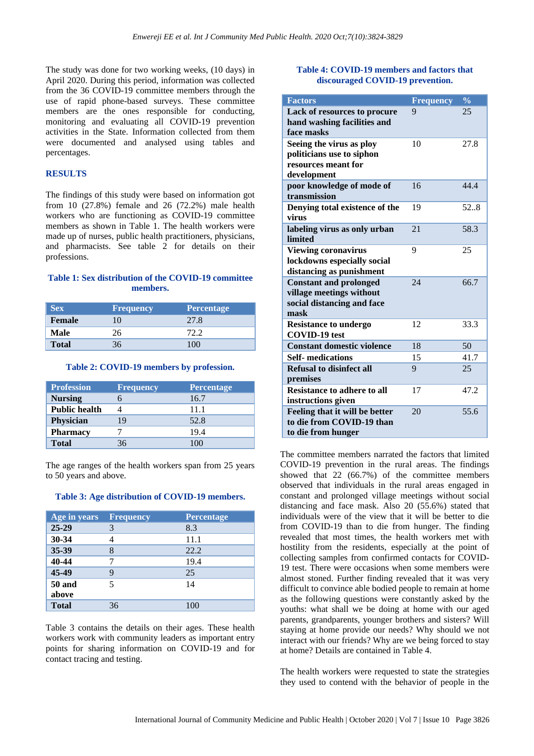The study was done for two working weeks, (10 days) in April 2020. During this period, information was collected from the 36 COVID-19 committee members through the use of rapid phone-based surveys. These committee members are the ones responsible for conducting, monitoring and evaluating all COVID-19 prevention activities in the State. Information collected from them were documented and analysed using tables and percentages.

## RESULTS

The findings of this study were based on information got from 10 (27.8%) female and 26 (72.2%) male health workers who are functioning as COVID-19 committee members as shown in Table 1. The health workers were made up of nurses, public health practitioners, physicians, and pharmacists. See table 2 for details on their professions.

**Table 1: Sex distribution of the COVID-19 committee members.**

| Sex | Frequency | Percentage |
|---|---|---|
| **Female** | 10 | 27.8 |
| **Male** | 26 | 72.2 |
| **Total** | 36 | 100 |

**Table 2: COVID-19 members by profession.**

| Profession | Frequency | Percentage |
|---|---|---|
| **Nursing** | 6 | 16.7 |
| **Public health** | 4 | 11.1 |
| **Physician** | 19 | 52.8 |
| **Pharmacy** | 7 | 19.4 |
| **Total** | 36 | 100 |

The age ranges of the health workers span from 25 years to 50 years and above.

**Table 3: Age distribution of COVID-19 members.**

| Age in years | Frequency | Percentage |
|---|---|---|
| **25-29** | 3 | 8.3 |
| **30-34** | 4 | 11.1 |
| **35-39** | 8 | 22.2 |
| **40-44** | 7 | 19.4 |
| **45-49** | 9 | 25 |
| **50 and above** | 5 | 14 |
| **Total** | 36 | 100 |

Table 3 contains the details on their ages. These health workers work with community leaders as important entry points for sharing information on COVID-19 and for contact tracing and testing.

**Table 4: COVID-19 members and factors that discouraged COVID-19 prevention.**

| Factors | Frequency | % |
|---|---|---|
| **Lack of resources to procure hand washing facilities and face masks** | 9 | 25 |
| **Seeing the virus as ploy politicians use to siphon resources meant for development** | 10 | 27.8 |
| **poor knowledge of mode of transmission** | 16 | 44.4 |
| **Denying total existence of the virus** | 19 | 52..8 |
| **labeling virus as only urban limited** | 21 | 58.3 |
| **Viewing coronavirus lockdowns especially social distancing as punishment** | 9 | 25 |
| **Constant and prolonged village meetings without social distancing and face mask** | 24 | 66.7 |
| **Resistance to undergo COVID-19 test** | 12 | 33.3 |
| **Constant domestic violence** | 18 | 50 |
| **Self- medications** | 15 | 41.7 |
| **Refusal to disinfect all premises** | 9 | 25 |
| **Resistance to adhere to all instructions given** | 17 | 47.2 |
| **Feeling that it will be better to die from COVID-19 than to die from hunger** | 20 | 55.6 |

The committee members narrated the factors that limited COVID-19 prevention in the rural areas. The findings showed that 22 (66.7%) of the committee members observed that individuals in the rural areas engaged in constant and prolonged village meetings without social distancing and face mask. Also 20 (55.6%) stated that individuals were of the view that it will be better to die from COVID-19 than to die from hunger. The finding revealed that most times, the health workers met with hostility from the residents, especially at the point of collecting samples from confirmed contacts for COVID-19 test. There were occasions when some members were almost stoned. Further finding revealed that it was very difficult to convince able bodied people to remain at home as the following questions were constantly asked by the youths: what shall we be doing at home with our aged parents, grandparents, younger brothers and sisters? Will staying at home provide our needs? Why should we not interact with our friends? Why are we being forced to stay at home? Details are contained in Table 4.

The health workers were requested to state the strategies they used to contend with the behavior of people in the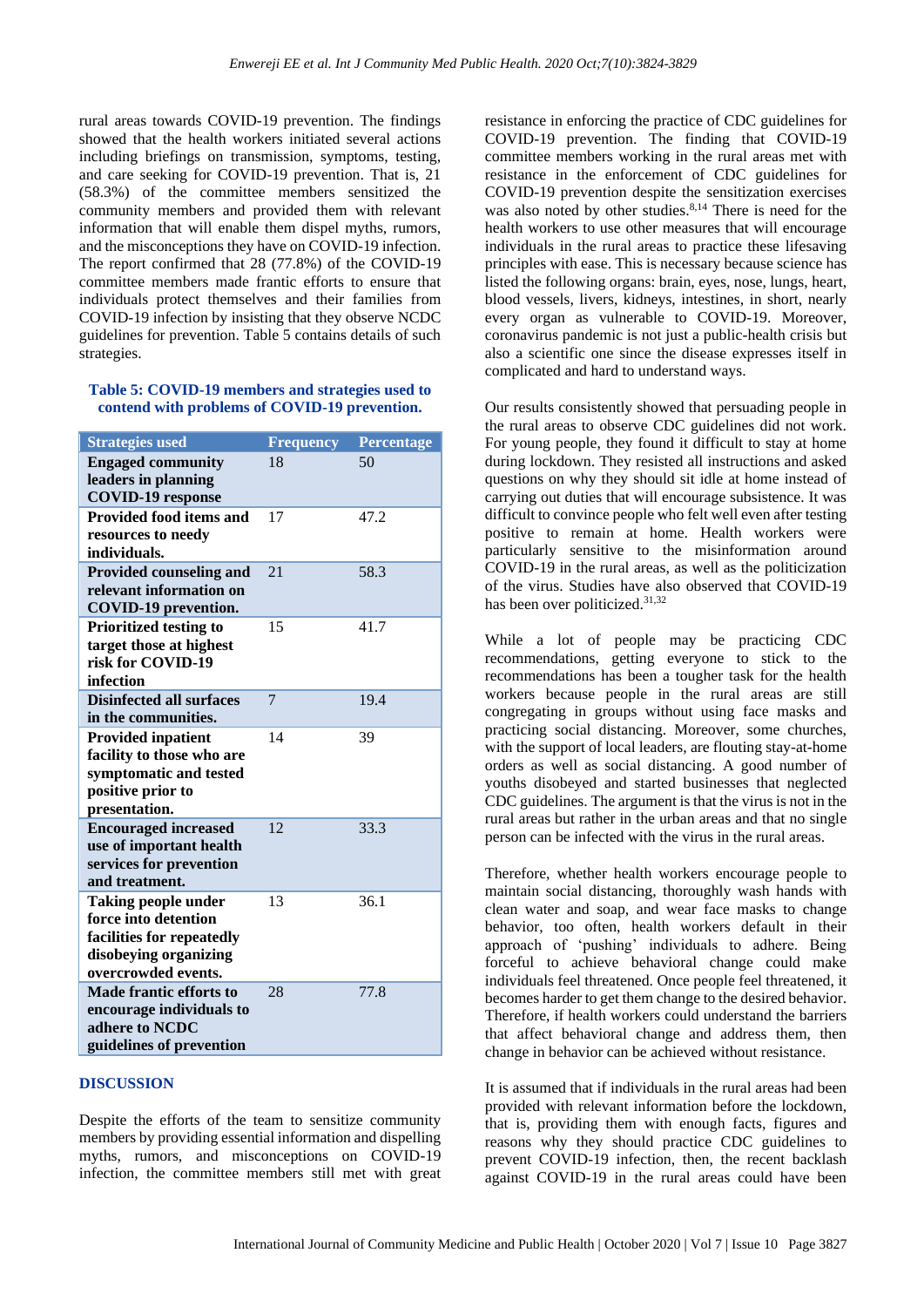rural areas towards COVID-19 prevention. The findings showed that the health workers initiated several actions including briefings on transmission, symptoms, testing, and care seeking for COVID-19 prevention. That is, 21 (58.3%) of the committee members sensitized the community members and provided them with relevant information that will enable them dispel myths, rumors, and the misconceptions they have on COVID-19 infection. The report confirmed that 28 (77.8%) of the COVID-19 committee members made frantic efforts to ensure that individuals protect themselves and their families from COVID-19 infection by insisting that they observe NCDC guidelines for prevention. Table 5 contains details of such strategies.

**Table 5: COVID-19 members and strategies used to contend with problems of COVID-19 prevention.**

| Strategies used | Frequency | Percentage |
|---|---|---|
| **Engaged community leaders in planning COVID-19 response** | 18 | 50 |
| **Provided food items and resources to needy individuals.** | 17 | 47.2 |
| **Provided counseling and relevant information on COVID-19 prevention.** | 21 | 58.3 |
| **Prioritized testing to target those at highest risk for COVID-19 infection** | 15 | 41.7 |
| **Disinfected all surfaces in the communities.** | 7 | 19.4 |
| **Provided inpatient facility to those who are symptomatic and tested positive prior to presentation.** | 14 | 39 |
| **Encouraged increased use of important health services for prevention and treatment.** | 12 | 33.3 |
| **Taking people under force into detention facilities for repeatedly disobeying organizing overcrowded events.** | 13 | 36.1 |
| **Made frantic efforts to encourage individuals to adhere to NCDC guidelines of prevention** | 28 | 77.8 |

## DISCUSSION

Despite the efforts of the team to sensitize community members by providing essential information and dispelling myths, rumors, and misconceptions on COVID-19 infection, the committee members still met with great resistance in enforcing the practice of CDC guidelines for COVID-19 prevention. The finding that COVID-19 committee members working in the rural areas met with resistance in the enforcement of CDC guidelines for COVID-19 prevention despite the sensitization exercises was also noted by other studies.[8,14] There is need for the health workers to use other measures that will encourage individuals in the rural areas to practice these lifesaving principles with ease. This is necessary because science has listed the following organs: brain, eyes, nose, lungs, heart, blood vessels, livers, kidneys, intestines, in short, nearly every organ as vulnerable to COVID-19. Moreover, coronavirus pandemic is not just a public-health crisis but also a scientific one since the disease expresses itself in complicated and hard to understand ways.

Our results consistently showed that persuading people in the rural areas to observe CDC guidelines did not work. For young people, they found it difficult to stay at home during lockdown. They resisted all instructions and asked questions on why they should sit idle at home instead of carrying out duties that will encourage subsistence. It was difficult to convince people who felt well even after testing positive to remain at home. Health workers were particularly sensitive to the misinformation around COVID-19 in the rural areas, as well as the politicization of the virus. Studies have also observed that COVID-19 has been over politicized.[31,32]

While a lot of people may be practicing CDC recommendations, getting everyone to stick to the recommendations has been a tougher task for the health workers because people in the rural areas are still congregating in groups without using face masks and practicing social distancing. Moreover, some churches, with the support of local leaders, are flouting stay-at-home orders as well as social distancing. A good number of youths disobeyed and started businesses that neglected CDC guidelines. The argument is that the virus is not in the rural areas but rather in the urban areas and that no single person can be infected with the virus in the rural areas.

Therefore, whether health workers encourage people to maintain social distancing, thoroughly wash hands with clean water and soap, and wear face masks to change behavior, too often, health workers default in their approach of 'pushing' individuals to adhere. Being forceful to achieve behavioral change could make individuals feel threatened. Once people feel threatened, it becomes harder to get them change to the desired behavior. Therefore, if health workers could understand the barriers that affect behavioral change and address them, then change in behavior can be achieved without resistance.

It is assumed that if individuals in the rural areas had been provided with relevant information before the lockdown, that is, providing them with enough facts, figures and reasons why they should practice CDC guidelines to prevent COVID-19 infection, then, the recent backlash against COVID-19 in the rural areas could have been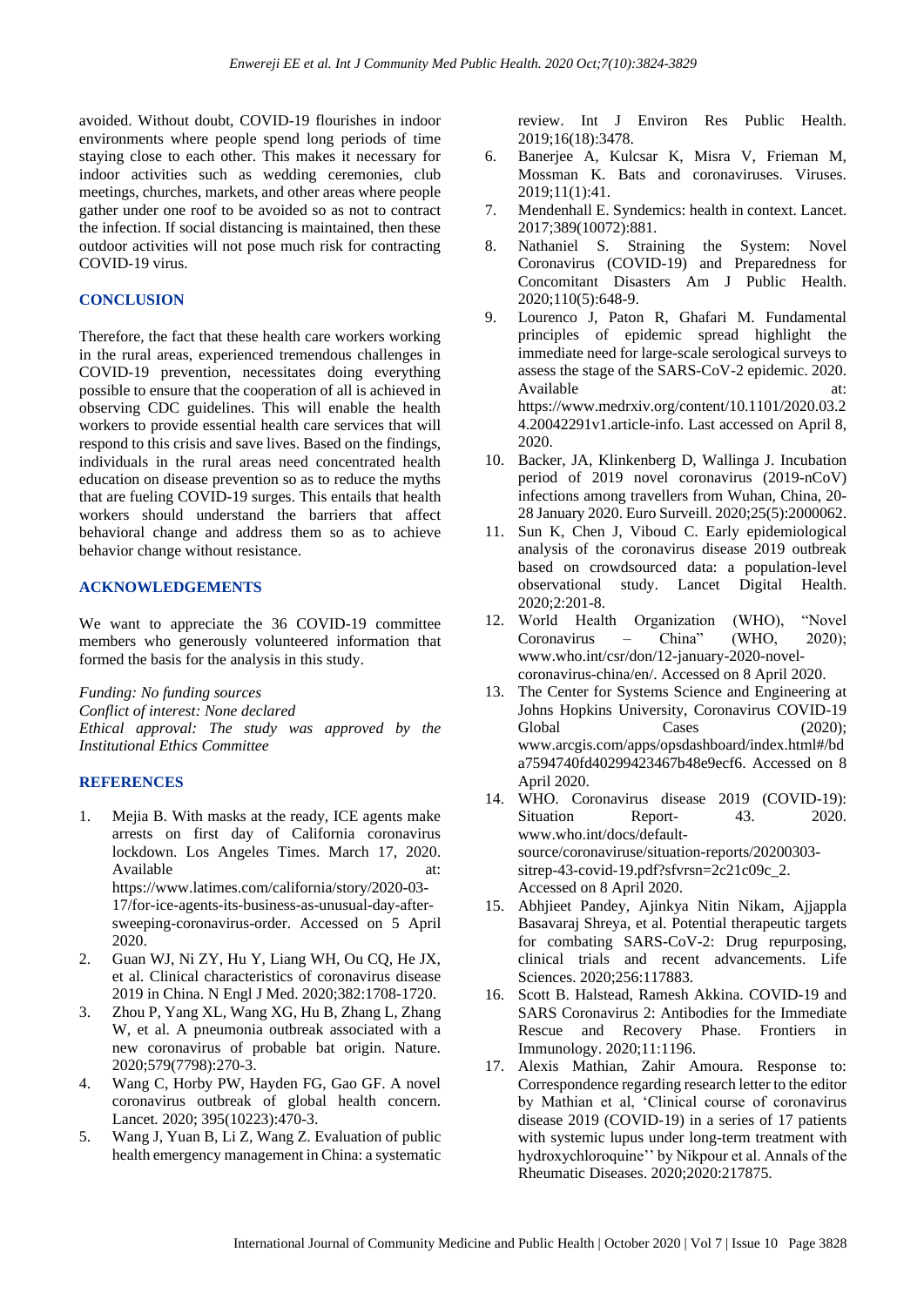avoided. Without doubt, COVID-19 flourishes in indoor environments where people spend long periods of time staying close to each other. This makes it necessary for indoor activities such as wedding ceremonies, club meetings, churches, markets, and other areas where people gather under one roof to be avoided so as not to contract the infection. If social distancing is maintained, then these outdoor activities will not pose much risk for contracting COVID-19 virus.

## CONCLUSION

Therefore, the fact that these health care workers working in the rural areas, experienced tremendous challenges in COVID-19 prevention, necessitates doing everything possible to ensure that the cooperation of all is achieved in observing CDC guidelines. This will enable the health workers to provide essential health care services that will respond to this crisis and save lives. Based on the findings, individuals in the rural areas need concentrated health education on disease prevention so as to reduce the myths that are fueling COVID-19 surges. This entails that health workers should understand the barriers that affect behavioral change and address them so as to achieve behavior change without resistance.

## ACKNOWLEDGEMENTS

We want to appreciate the 36 COVID-19 committee members who generously volunteered information that formed the basis for the analysis in this study.

*Funding: No funding sources*
*Conflict of interest: None declared*
*Ethical approval: The study was approved by the Institutional Ethics Committee*

## REFERENCES

1. Mejia B. With masks at the ready, ICE agents make arrests on first day of California coronavirus lockdown. Los Angeles Times. March 17, 2020. Available at: https://www.latimes.com/california/story/2020-03-17/for-ice-agents-its-business-as-unusual-day-after-sweeping-coronavirus-order. Accessed on 5 April 2020.
2. Guan WJ, Ni ZY, Hu Y, Liang WH, Ou CQ, He JX, et al. Clinical characteristics of coronavirus disease 2019 in China. N Engl J Med. 2020;382:1708-1720.
3. Zhou P, Yang XL, Wang XG, Hu B, Zhang L, Zhang W, et al. A pneumonia outbreak associated with a new coronavirus of probable bat origin. Nature. 2020;579(7798):270-3.
4. Wang C, Horby PW, Hayden FG, Gao GF. A novel coronavirus outbreak of global health concern. Lancet. 2020; 395(10223):470-3.
5. Wang J, Yuan B, Li Z, Wang Z. Evaluation of public health emergency management in China: a systematic review. Int J Environ Res Public Health. 2019;16(18):3478.
6. Banerjee A, Kulcsar K, Misra V, Frieman M, Mossman K. Bats and coronaviruses. Viruses. 2019;11(1):41.
7. Mendenhall E. Syndemics: health in context. Lancet. 2017;389(10072):881.
8. Nathaniel S. Straining the System: Novel Coronavirus (COVID-19) and Preparedness for Concomitant Disasters Am J Public Health. 2020;110(5):648-9.
9. Lourenco J, Paton R, Ghafari M. Fundamental principles of epidemic spread highlight the immediate need for large-scale serological surveys to assess the stage of the SARS-CoV-2 epidemic. 2020. Available at: https://www.medrxiv.org/content/10.1101/2020.03.24.20042291v1.article-info. Last accessed on April 8, 2020.
10. Backer, JA, Klinkenberg D, Wallinga J. Incubation period of 2019 novel coronavirus (2019-nCoV) infections among travellers from Wuhan, China, 20-28 January 2020. Euro Surveill. 2020;25(5):2000062.
11. Sun K, Chen J, Viboud C. Early epidemiological analysis of the coronavirus disease 2019 outbreak based on crowdsourced data: a population-level observational study. Lancet Digital Health. 2020;2:201-8.
12. World Health Organization (WHO), "Novel Coronavirus – China" (WHO, 2020); www.who.int/csr/don/12-january-2020-novel-coronavirus-china/en/. Accessed on 8 April 2020.
13. The Center for Systems Science and Engineering at Johns Hopkins University, Coronavirus COVID-19 Global Cases (2020); www.arcgis.com/apps/opsdashboard/index.html#/bda7594740fd40299423467b48e9ecf6. Accessed on 8 April 2020.
14. WHO. Coronavirus disease 2019 (COVID-19): Situation Report- 43. 2020. www.who.int/docs/default-source/coronaviruse/situation-reports/20200303-sitrep-43-covid-19.pdf?sfvrsn=2c21c09c_2. Accessed on 8 April 2020.
15. Abhjieet Pandey, Ajinkya Nitin Nikam, Ajjappla Basavaraj Shreya, et al. Potential therapeutic targets for combating SARS-CoV-2: Drug repurposing, clinical trials and recent advancements. Life Sciences. 2020;256:117883.
16. Scott B. Halstead, Ramesh Akkina. COVID-19 and SARS Coronavirus 2: Antibodies for the Immediate Rescue and Recovery Phase. Frontiers in Immunology. 2020;11:1196.
17. Alexis Mathian, Zahir Amoura. Response to: Correspondence regarding research letter to the editor by Mathian et al, 'Clinical course of coronavirus disease 2019 (COVID-19) in a series of 17 patients with systemic lupus under long-term treatment with hydroxychloroquine'' by Nikpour et al. Annals of the Rheumatic Diseases. 2020;2020:217875.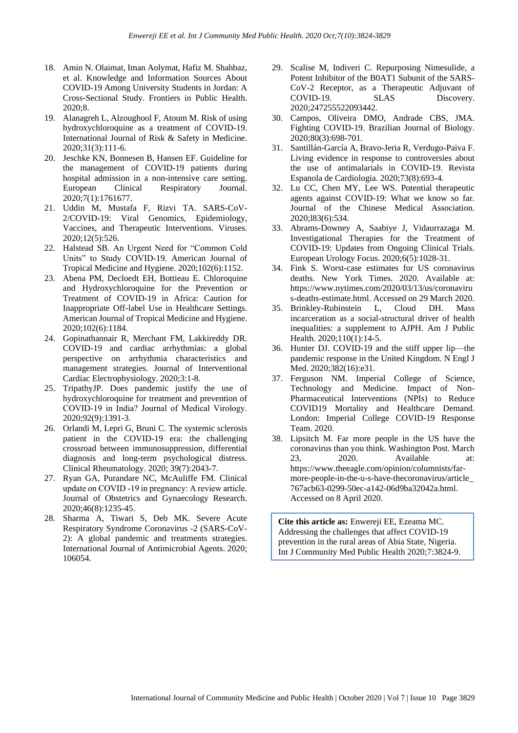18. Amin N. Olaimat, Iman Aolymat, Hafiz M. Shahbaz, et al. Knowledge and Information Sources About COVID-19 Among University Students in Jordan: A Cross-Sectional Study. Frontiers in Public Health. 2020;8.
19. Alanagreh L, Alzoughool F, Atoum M. Risk of using hydroxychloroquine as a treatment of COVID-19. International Journal of Risk & Safety in Medicine. 2020;31(3):111-6.
20. Jeschke KN, Bonnesen B, Hansen EF. Guideline for the management of COVID-19 patients during hospital admission in a non-intensive care setting. European Clinical Respiratory Journal. 2020;7(1):1761677.
21. Uddin M, Mustafa F, Rizvi TA. SARS-CoV-2/COVID-19: Viral Genomics, Epidemiology, Vaccines, and Therapeutic Interventions. Viruses. 2020;12(5):526.
22. Halstead SB. An Urgent Need for "Common Cold Units" to Study COVID-19. American Journal of Tropical Medicine and Hygiene. 2020;102(6):1152.
23. Abena PM, Decloedt EH, Bottieau E. Chloroquine and Hydroxychloroquine for the Prevention or Treatment of COVID-19 in Africa: Caution for Inappropriate Off-label Use in Healthcare Settings. American Journal of Tropical Medicine and Hygiene. 2020;102(6):1184.
24. Gopinathannair R, Merchant FM, Lakkireddy DR. COVID-19 and cardiac arrhythmias: a global perspective on arrhythmia characteristics and management strategies. Journal of Interventional Cardiac Electrophysiology. 2020;3:1-8.
25. TripathyJP. Does pandemic justify the use of hydroxychloroquine for treatment and prevention of COVID-19 in India? Journal of Medical Virology. 2020;92(9):1391-3.
26. Orlandi M, Lepri G, Bruni C. The systemic sclerosis patient in the COVID-19 era: the challenging crossroad between immunosuppression, differential diagnosis and long-term psychological distress. Clinical Rheumatology. 2020; 39(7):2043-7.
27. Ryan GA, Purandare NC, McAuliffe FM. Clinical update on COVID -19 in pregnancy: A review article. Journal of Obstetrics and Gynaecology Research. 2020;46(8):1235-45.
28. Sharma A, Tiwari S, Deb MK. Severe Acute Respiratory Syndrome Coronavirus -2 (SARS-CoV-2): A global pandemic and treatments strategies. International Journal of Antimicrobial Agents. 2020; 106054.
29. Scalise M, Indiveri C. Repurposing Nimesulide, a Potent Inhibitor of the B0AT1 Subunit of the SARS-CoV-2 Receptor, as a Therapeutic Adjuvant of COVID-19. SLAS Discovery. 2020;247255522093442.
30. Campos, Oliveira DMO, Andrade CBS, JMA. Fighting COVID-19. Brazilian Journal of Biology. 2020;80(3):698-701.
31. Santillán-García A, Bravo-Jeria R, Verdugo-Paiva F. Living evidence in response to controversies about the use of antimalarials in COVID-19. Revista Espanola de Cardiologia. 2020;73(8):693-4.
32. Lu CC, Chen MY, Lee WS. Potential therapeutic agents against COVID-19: What we know so far. Journal of the Chinese Medical Association. 2020;l83(6):534.
33. Abrams-Downey A, Saabiye J, Vidaurrazaga M. Investigational Therapies for the Treatment of COVID-19: Updates from Ongoing Clinical Trials. European Urology Focus. 2020;6(5):1028-31.
34. Fink S. Worst-case estimates for US coronavirus deaths. New York Times. 2020. Available at: https://www.nytimes.com/2020/03/13/us/coronavirus-deaths-estimate.html. Accessed on 29 March 2020.
35. Brinkley-Rubinstein L, Cloud DH. Mass incarceration as a social-structural driver of health inequalities: a supplement to AJPH. Am J Public Health. 2020;110(1):14-5.
36. Hunter DJ. COVID-19 and the stiff upper lip—the pandemic response in the United Kingdom. N Engl J Med. 2020;382(16):e31.
37. Ferguson NM. Imperial College of Science, Technology and Medicine. Impact of Non-Pharmaceutical Interventions (NPIs) to Reduce COVID19 Mortality and Healthcare Demand. London: Imperial College COVID-19 Response Team. 2020.
38. Lipsitch M. Far more people in the US have the coronavirus than you think. Washington Post. March 23, 2020. Available at: https://www.theeagle.com/opinion/columnists/far-more-people-in-the-u-s-have-thecoronavirus/article_767acb63-0299-50ec-a142-06d9ba32042a.html. Accessed on 8 April 2020.

**Cite this article as:** Enwereji EE, Ezeama MC. Addressing the challenges that affect COVID-19 prevention in the rural areas of Abia State, Nigeria. Int J Community Med Public Health 2020;7:3824-9.